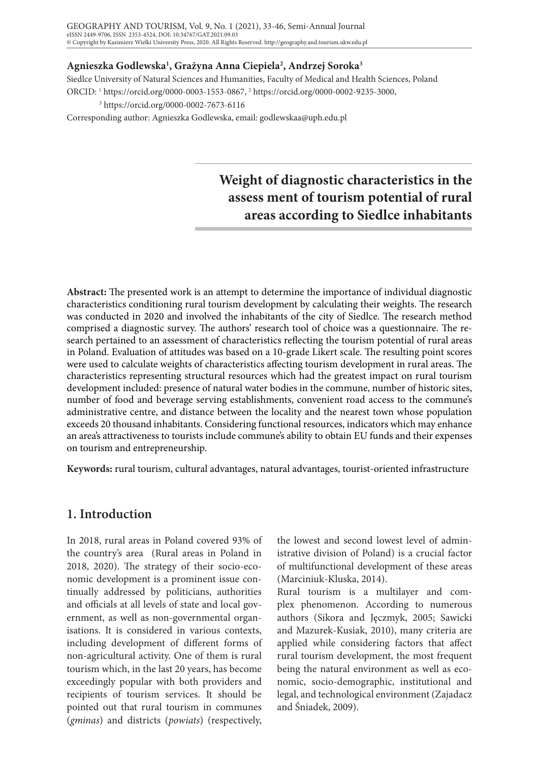**Agnieszka Godlewska**[1]**, Grażyna Anna Ciepiela**[2]**, Andrzej Soroka**[3]

Siedlce University of Natural Sciences and Humanities, Faculty of Medical and Health Sciences, Poland

ORCID: [1] https://orcid.org/0000-0003-1553-0867, [2] https://orcid.org/0000-0002-9235-3000,

[3] https://orcid.org/0000-0002-7673-6116

Corresponding author: Agnieszka Godlewska, email: godlewskaa@uph.edu.pl

# Weight of diagnostic characteristics in the assess ment of tourism potential of rural areas according to Siedlce inhabitants

**Abstract:** The presented work is an attempt to determine the importance of individual diagnostic characteristics conditioning rural tourism development by calculating their weights. The research was conducted in 2020 and involved the inhabitants of the city of Siedlce. The research method comprised a diagnostic survey. The authors' research tool of choice was a questionnaire. The research pertained to an assessment of characteristics reflecting the tourism potential of rural areas in Poland. Evaluation of attitudes was based on a 10-grade Likert scale. The resulting point scores were used to calculate weights of characteristics affecting tourism development in rural areas. The characteristics representing structural resources which had the greatest impact on rural tourism development included: presence of natural water bodies in the commune, number of historic sites, number of food and beverage serving establishments, convenient road access to the commune's administrative centre, and distance between the locality and the nearest town whose population exceeds 20 thousand inhabitants. Considering functional resources, indicators which may enhance an area's attractiveness to tourists include commune's ability to obtain EU funds and their expenses on tourism and entrepreneurship.

**Keywords:** rural tourism, cultural advantages, natural advantages, tourist-oriented infrastructure

## 1. Introduction

In 2018, rural areas in Poland covered 93% of the country's area (Rural areas in Poland in 2018, 2020). The strategy of their socio-economic development is a prominent issue continually addressed by politicians, authorities and officials at all levels of state and local government, as well as non-governmental organisations. It is considered in various contexts, including development of different forms of non-agricultural activity. One of them is rural tourism which, in the last 20 years, has become exceedingly popular with both providers and recipients of tourism services. It should be pointed out that rural tourism in communes (*gminas*) and districts (*powiats*) (respectively, the lowest and second lowest level of administrative division of Poland) is a crucial factor of multifunctional development of these areas (Marciniuk-Kluska, 2014).

Rural tourism is a multilayer and complex phenomenon. According to numerous authors (Sikora and Jęczmyk, 2005; Sawicki and Mazurek-Kusiak, 2010), many criteria are applied while considering factors that affect rural tourism development, the most frequent being the natural environment as well as economic, socio-demographic, institutional and legal, and technological environment (Zajadacz and Śniadek, 2009).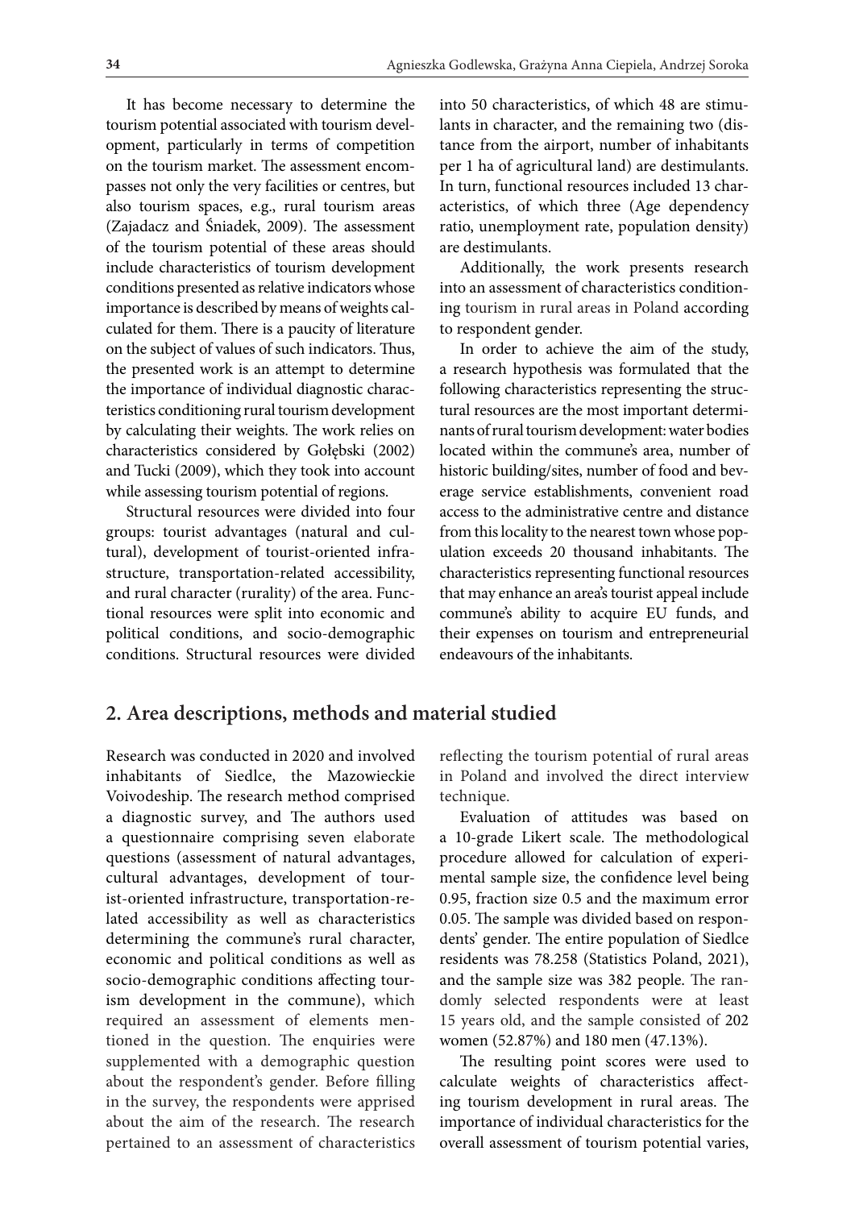It has become necessary to determine the tourism potential associated with tourism development, particularly in terms of competition on the tourism market. The assessment encompasses not only the very facilities or centres, but also tourism spaces, e.g., rural tourism areas (Zajadacz and Śniadek, 2009). The assessment of the tourism potential of these areas should include characteristics of tourism development conditions presented as relative indicators whose importance is described by means of weights calculated for them. There is a paucity of literature on the subject of values of such indicators. Thus, the presented work is an attempt to determine the importance of individual diagnostic characteristics conditioning rural tourism development by calculating their weights. The work relies on characteristics considered by Gołębski (2002) and Tucki (2009), which they took into account while assessing tourism potential of regions.

Structural resources were divided into four groups: tourist advantages (natural and cultural), development of tourist-oriented infrastructure, transportation-related accessibility, and rural character (rurality) of the area. Functional resources were split into economic and political conditions, and socio-demographic conditions. Structural resources were divided into 50 characteristics, of which 48 are stimulants in character, and the remaining two (distance from the airport, number of inhabitants per 1 ha of agricultural land) are destimulants. In turn, functional resources included 13 characteristics, of which three (Age dependency ratio, unemployment rate, population density) are destimulants.

Additionally, the work presents research into an assessment of characteristics conditioning tourism in rural areas in Poland according to respondent gender.

In order to achieve the aim of the study, a research hypothesis was formulated that the following characteristics representing the structural resources are the most important determinants of rural tourism development: water bodies located within the commune's area, number of historic building/sites, number of food and beverage service establishments, convenient road access to the administrative centre and distance from this locality to the nearest town whose population exceeds 20 thousand inhabitants. The characteristics representing functional resources that may enhance an area's tourist appeal include commune's ability to acquire EU funds, and their expenses on tourism and entrepreneurial endeavours of the inhabitants.

## 2. Area descriptions, methods and material studied

Research was conducted in 2020 and involved inhabitants of Siedlce, the Mazowieckie Voivodeship. The research method comprised a diagnostic survey, and The authors used a questionnaire comprising seven elaborate questions (assessment of natural advantages, cultural advantages, development of tourist-oriented infrastructure, transportation-related accessibility as well as characteristics determining the commune's rural character, economic and political conditions as well as socio-demographic conditions affecting tourism development in the commune), which required an assessment of elements mentioned in the question. The enquiries were supplemented with a demographic question about the respondent's gender. Before filling in the survey, the respondents were apprised about the aim of the research. The research pertained to an assessment of characteristics reflecting the tourism potential of rural areas in Poland and involved the direct interview technique.

Evaluation of attitudes was based on a 10-grade Likert scale. The methodological procedure allowed for calculation of experimental sample size, the confidence level being 0.95, fraction size 0.5 and the maximum error 0.05. The sample was divided based on respondents' gender. The entire population of Siedlce residents was 78.258 (Statistics Poland, 2021), and the sample size was 382 people. The randomly selected respondents were at least 15 years old, and the sample consisted of 202 women (52.87%) and 180 men (47.13%).

The resulting point scores were used to calculate weights of characteristics affecting tourism development in rural areas. The importance of individual characteristics for the overall assessment of tourism potential varies,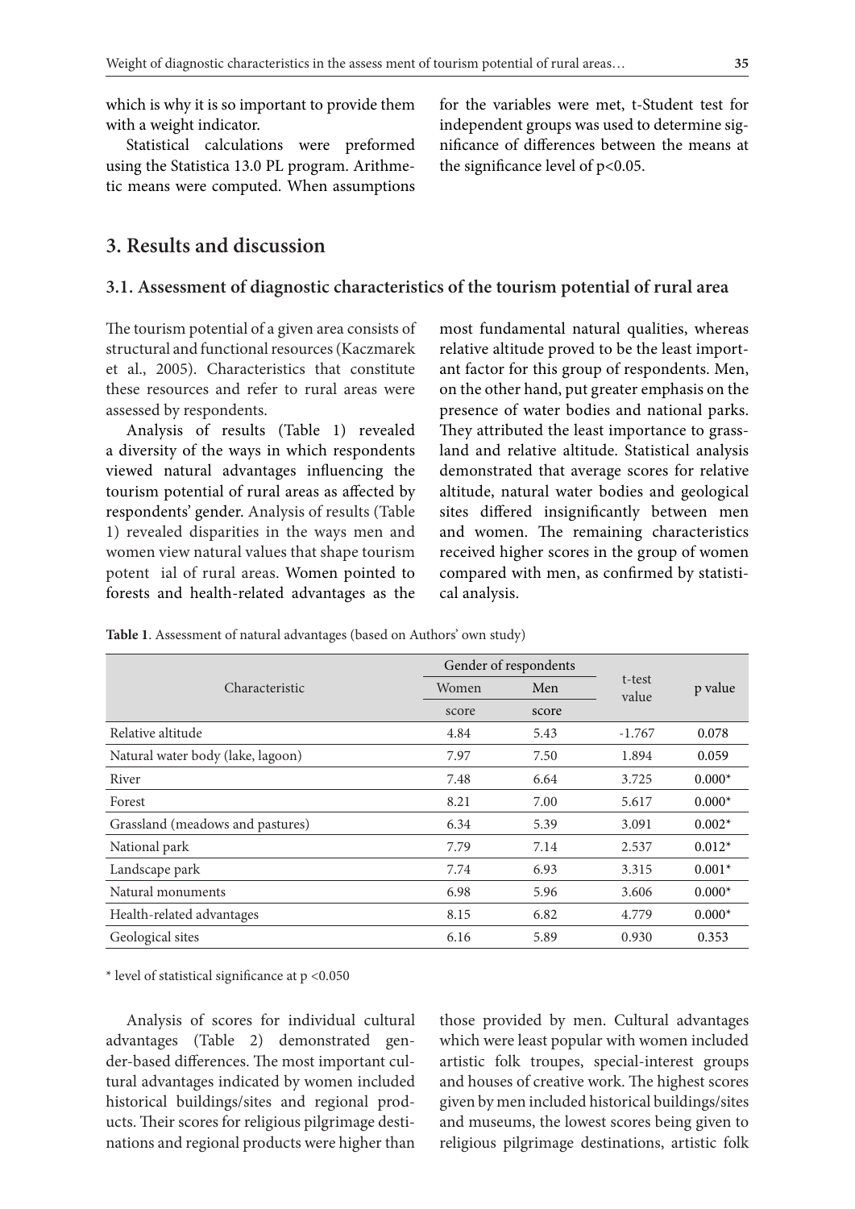which is why it is so important to provide them with a weight indicator.

Statistical calculations were preformed using the Statistica 13.0 PL program. Arithmetic means were computed. When assumptions for the variables were met, t-Student test for independent groups was used to determine significance of differences between the means at the significance level of $p<0.05$.

## 3. Results and discussion

### 3.1. Assessment of diagnostic characteristics of the tourism potential of rural area

The tourism potential of a given area consists of structural and functional resources (Kaczmarek et al., 2005). Characteristics that constitute these resources and refer to rural areas were assessed by respondents.

Analysis of results (Table 1) revealed a diversity of the ways in which respondents viewed natural advantages influencing the tourism potential of rural areas as affected by respondents' gender. Analysis of results (Table 1) revealed disparities in the ways men and women view natural values that shape tourism potent ial of rural areas. Women pointed to forests and health-related advantages as the most fundamental natural qualities, whereas relative altitude proved to be the least important factor for this group of respondents. Men, on the other hand, put greater emphasis on the presence of water bodies and national parks. They attributed the least importance to grassland and relative altitude. Statistical analysis demonstrated that average scores for relative altitude, natural water bodies and geological sites differed insignificantly between men and women. The remaining characteristics received higher scores in the group of women compared with men, as confirmed by statistical analysis.

**Table 1**. Assessment of natural advantages (based on Authors' own study)

| Characteristic | Gender of respondents | | t-test value | p value |
|---|---|---|---|---|
| | Women | Men | | |
| | score | score | | |
| Relative altitude | 4.84 | 5.43 | -1.767 | 0.078 |
| Natural water body (lake, lagoon) | 7.97 | 7.50 | 1.894 | 0.059 |
| River | 7.48 | 6.64 | 3.725 | 0.000* |
| Forest | 8.21 | 7.00 | 5.617 | 0.000* |
| Grassland (meadows and pastures) | 6.34 | 5.39 | 3.091 | 0.002* |
| National park | 7.79 | 7.14 | 2.537 | 0.012* |
| Landscape park | 7.74 | 6.93 | 3.315 | 0.001* |
| Natural monuments | 6.98 | 5.96 | 3.606 | 0.000* |
| Health-related advantages | 8.15 | 6.82 | 4.779 | 0.000* |
| Geological sites | 6.16 | 5.89 | 0.930 | 0.353 |

\* level of statistical significance at $p<0.050$

Analysis of scores for individual cultural advantages (Table 2) demonstrated gender-based differences. The most important cultural advantages indicated by women included historical buildings/sites and regional products. Their scores for religious pilgrimage destinations and regional products were higher than those provided by men. Cultural advantages which were least popular with women included artistic folk troupes, special-interest groups and houses of creative work. The highest scores given by men included historical buildings/sites and museums, the lowest scores being given to religious pilgrimage destinations, artistic folk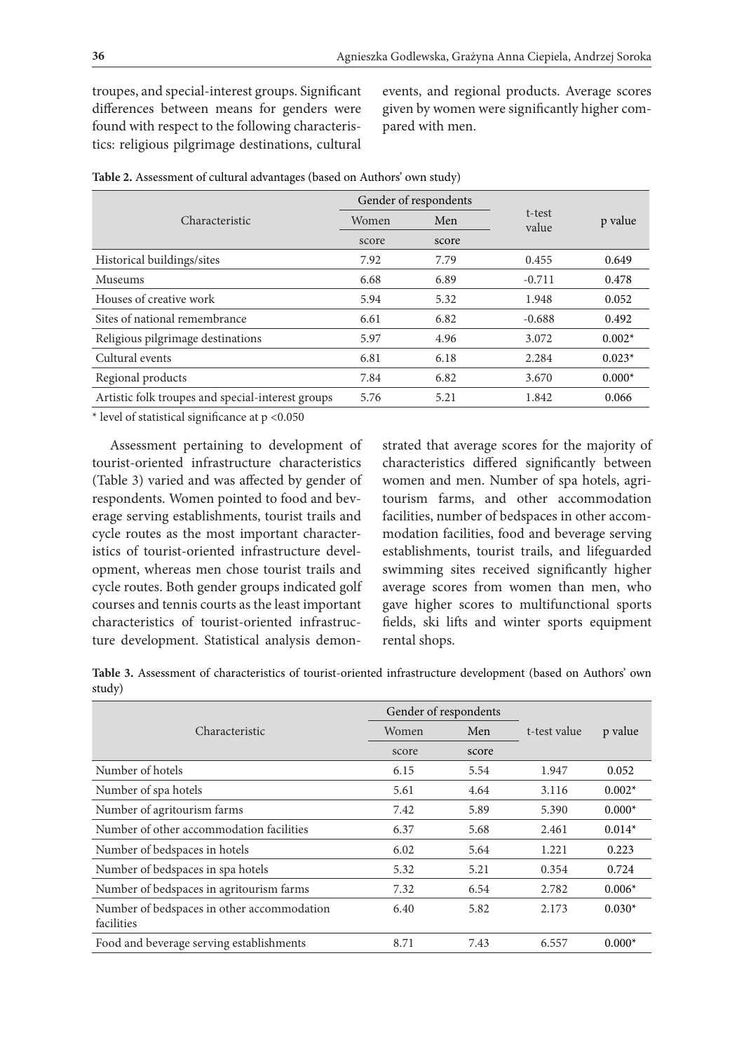troupes, and special-interest groups. Significant differences between means for genders were found with respect to the following characteristics: religious pilgrimage destinations, cultural events, and regional products. Average scores given by women were significantly higher compared with men.

**Table 2.** Assessment of cultural advantages (based on Authors' own study)

| Characteristic | Gender of respondents | | t-test value | p value |
|---|---|---|---|---|
| | Women | Men | | |
| | score | score | | |
| Historical buildings/sites | 7.92 | 7.79 | 0.455 | 0.649 |
| Museums | 6.68 | 6.89 | -0.711 | 0.478 |
| Houses of creative work | 5.94 | 5.32 | 1.948 | 0.052 |
| Sites of national remembrance | 6.61 | 6.82 | -0.688 | 0.492 |
| Religious pilgrimage destinations | 5.97 | 4.96 | 3.072 | 0.002* |
| Cultural events | 6.81 | 6.18 | 2.284 | 0.023* |
| Regional products | 7.84 | 6.82 | 3.670 | 0.000* |
| Artistic folk troupes and special-interest groups | 5.76 | 5.21 | 1.842 | 0.066 |

\* level of statistical significance at $p < 0.050$

Assessment pertaining to development of tourist-oriented infrastructure characteristics (Table 3) varied and was affected by gender of respondents. Women pointed to food and beverage serving establishments, tourist trails and cycle routes as the most important characteristics of tourist-oriented infrastructure development, whereas men chose tourist trails and cycle routes. Both gender groups indicated golf courses and tennis courts as the least important characteristics of tourist-oriented infrastructure development. Statistical analysis demonstrated that average scores for the majority of characteristics differed significantly between women and men. Number of spa hotels, agritourism farms, and other accommodation facilities, number of bedspaces in other accommodation facilities, food and beverage serving establishments, tourist trails, and lifeguarded swimming sites received significantly higher average scores from women than men, who gave higher scores to multifunctional sports fields, ski lifts and winter sports equipment rental shops.

**Table 3.** Assessment of characteristics of tourist-oriented infrastructure development (based on Authors' own study)

| Characteristic | Gender of respondents | | t-test value | p value |
|---|---|---|---|---|
| | Women | Men | | |
| | score | score | | |
| Number of hotels | 6.15 | 5.54 | 1.947 | 0.052 |
| Number of spa hotels | 5.61 | 4.64 | 3.116 | 0.002* |
| Number of agritourism farms | 7.42 | 5.89 | 5.390 | 0.000* |
| Number of other accommodation facilities | 6.37 | 5.68 | 2.461 | 0.014* |
| Number of bedspaces in hotels | 6.02 | 5.64 | 1.221 | 0.223 |
| Number of bedspaces in spa hotels | 5.32 | 5.21 | 0.354 | 0.724 |
| Number of bedspaces in agritourism farms | 7.32 | 6.54 | 2.782 | 0.006* |
| Number of bedspaces in other accommodation facilities | 6.40 | 5.82 | 2.173 | 0.030* |
| Food and beverage serving establishments | 8.71 | 7.43 | 6.557 | 0.000* |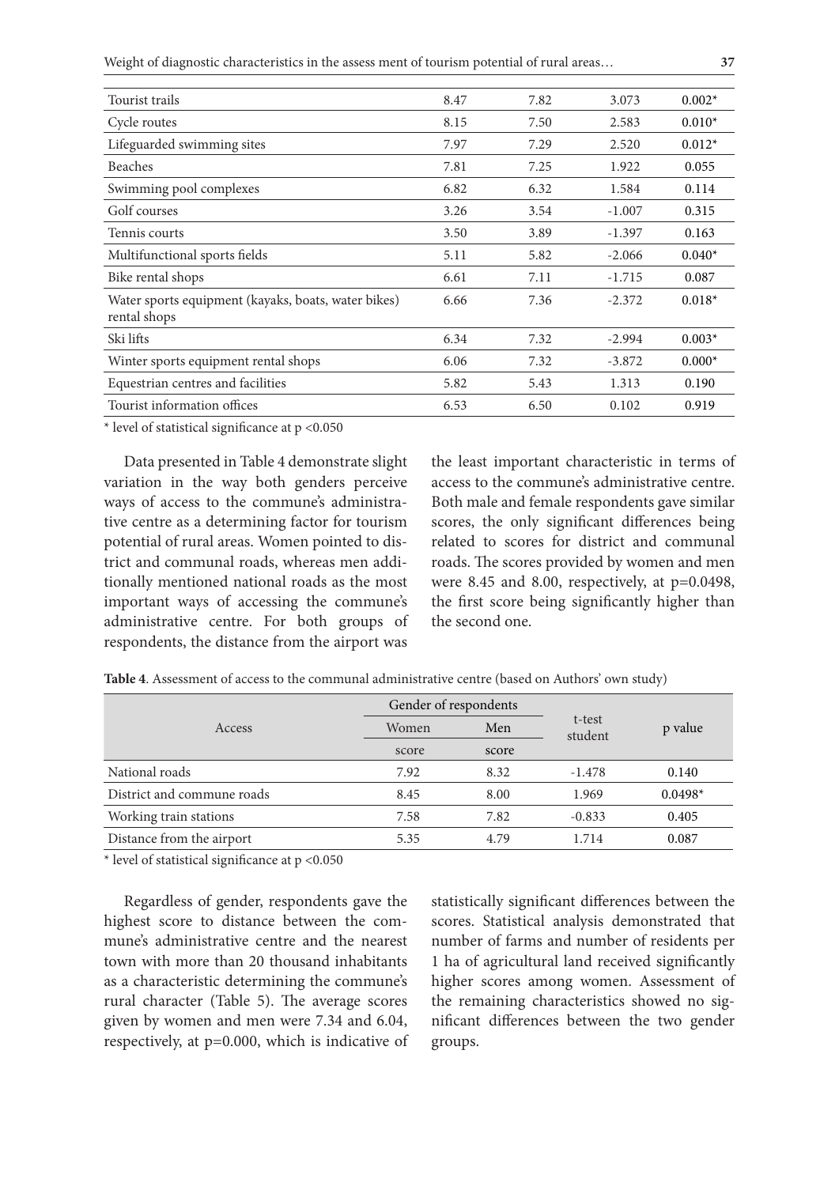| Tourist trails | 8.47 | 7.82 | 3.073 | 0.002* |
|---|---|---|---|---|
| Cycle routes | 8.15 | 7.50 | 2.583 | 0.010* |
| Lifeguarded swimming sites | 7.97 | 7.29 | 2.520 | 0.012* |
| Beaches | 7.81 | 7.25 | 1.922 | 0.055 |
| Swimming pool complexes | 6.82 | 6.32 | 1.584 | 0.114 |
| Golf courses | 3.26 | 3.54 | -1.007 | 0.315 |
| Tennis courts | 3.50 | 3.89 | -1.397 | 0.163 |
| Multifunctional sports fields | 5.11 | 5.82 | -2.066 | 0.040* |
| Bike rental shops | 6.61 | 7.11 | -1.715 | 0.087 |
| Water sports equipment (kayaks, boats, water bikes) rental shops | 6.66 | 7.36 | -2.372 | 0.018* |
| Ski lifts | 6.34 | 7.32 | -2.994 | 0.003* |
| Winter sports equipment rental shops | 6.06 | 7.32 | -3.872 | 0.000* |
| Equestrian centres and facilities | 5.82 | 5.43 | 1.313 | 0.190 |
| Tourist information offices | 6.53 | 6.50 | 0.102 | 0.919 |

* level of statistical significance at $p < 0.050$

Data presented in Table 4 demonstrate slight variation in the way both genders perceive ways of access to the commune's administrative centre as a determining factor for tourism potential of rural areas. Women pointed to district and communal roads, whereas men additionally mentioned national roads as the most important ways of accessing the commune's administrative centre. For both groups of respondents, the distance from the airport was the least important characteristic in terms of access to the commune's administrative centre. Both male and female respondents gave similar scores, the only significant differences being related to scores for district and communal roads. The scores provided by women and men were 8.45 and 8.00, respectively, at $p=0.0498$, the first score being significantly higher than the second one.

**Table 4**. Assessment of access to the communal administrative centre (based on Authors' own study)

| Access | Gender of respondents | | t-test student | p value |
|---|---|---|---|---|
| | Women | Men | | |
| | score | score | | |
| National roads | 7.92 | 8.32 | -1.478 | 0.140 |
| District and commune roads | 8.45 | 8.00 | 1.969 | 0.0498* |
| Working train stations | 7.58 | 7.82 | -0.833 | 0.405 |
| Distance from the airport | 5.35 | 4.79 | 1.714 | 0.087 |

* level of statistical significance at $p < 0.050$

Regardless of gender, respondents gave the highest score to distance between the commune's administrative centre and the nearest town with more than 20 thousand inhabitants as a characteristic determining the commune's rural character (Table 5). The average scores given by women and men were 7.34 and 6.04, respectively, at $p=0.000$, which is indicative of statistically significant differences between the scores. Statistical analysis demonstrated that number of farms and number of residents per 1 ha of agricultural land received significantly higher scores among women. Assessment of the remaining characteristics showed no significant differences between the two gender groups.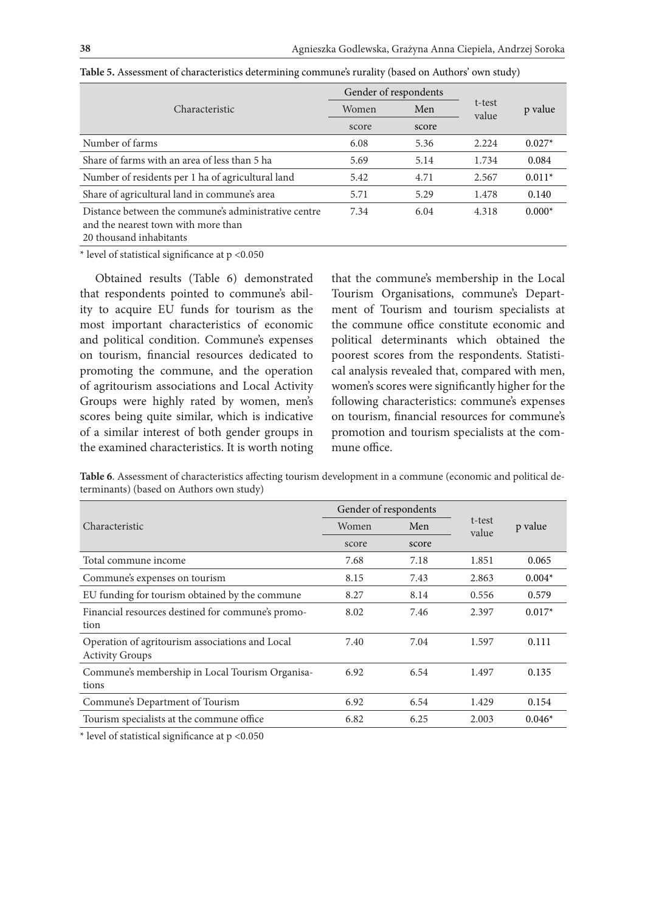**Table 5.** Assessment of characteristics determining commune's rurality (based on Authors' own study)

| Characteristic | Gender of respondents | | t-test value | p value |
|---|---|---|---|---|
| | Women | Men | | |
| | score | score | | |
| Number of farms | 6.08 | 5.36 | 2.224 | 0.027* |
| Share of farms with an area of less than 5 ha | 5.69 | 5.14 | 1.734 | 0.084 |
| Number of residents per 1 ha of agricultural land | 5.42 | 4.71 | 2.567 | 0.011* |
| Share of agricultural land in commune's area | 5.71 | 5.29 | 1.478 | 0.140 |
| Distance between the commune's administrative centre and the nearest town with more than 20 thousand inhabitants | 7.34 | 6.04 | 4.318 | 0.000* |

\* level of statistical significance at $p < 0.050$

Obtained results (Table 6) demonstrated that respondents pointed to commune's ability to acquire EU funds for tourism as the most important characteristics of economic and political condition. Commune's expenses on tourism, financial resources dedicated to promoting the commune, and the operation of agritourism associations and Local Activity Groups were highly rated by women, men's scores being quite similar, which is indicative of a similar interest of both gender groups in the examined characteristics. It is worth noting that the commune's membership in the Local Tourism Organisations, commune's Department of Tourism and tourism specialists at the commune office constitute economic and political determinants which obtained the poorest scores from the respondents. Statistical analysis revealed that, compared with men, women's scores were significantly higher for the following characteristics: commune's expenses on tourism, financial resources for commune's promotion and tourism specialists at the commune office.

**Table 6**. Assessment of characteristics affecting tourism development in a commune (economic and political determinants) (based on Authors own study)

| Characteristic | Gender of respondents | | t-test value | p value |
|---|---|---|---|---|
| | Women | Men | | |
| | score | score | | |
| Total commune income | 7.68 | 7.18 | 1.851 | 0.065 |
| Commune's expenses on tourism | 8.15 | 7.43 | 2.863 | 0.004* |
| EU funding for tourism obtained by the commune | 8.27 | 8.14 | 0.556 | 0.579 |
| Financial resources destined for commune's promotion | 8.02 | 7.46 | 2.397 | 0.017* |
| Operation of agritourism associations and Local Activity Groups | 7.40 | 7.04 | 1.597 | 0.111 |
| Commune's membership in Local Tourism Organisations | 6.92 | 6.54 | 1.497 | 0.135 |
| Commune's Department of Tourism | 6.92 | 6.54 | 1.429 | 0.154 |
| Tourism specialists at the commune office | 6.82 | 6.25 | 2.003 | 0.046* |

\* level of statistical significance at $p < 0.050$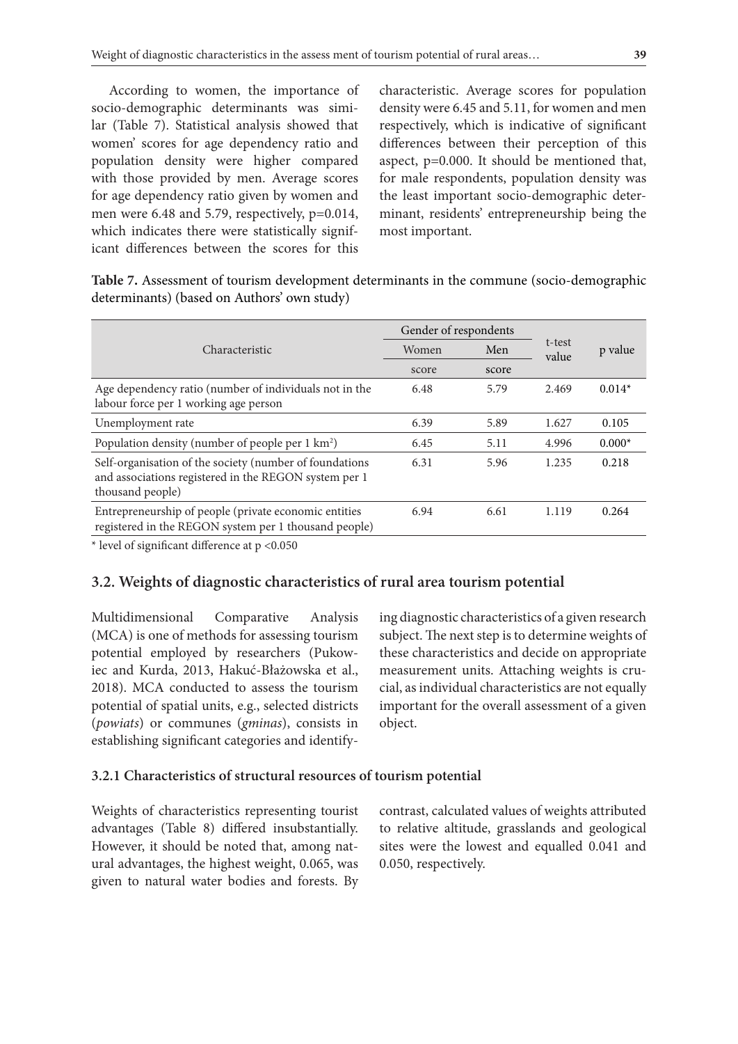According to women, the importance of socio-demographic determinants was similar (Table 7). Statistical analysis showed that women' scores for age dependency ratio and population density were higher compared with those provided by men. Average scores for age dependency ratio given by women and men were 6.48 and 5.79, respectively, p=0.014, which indicates there were statistically significant differences between the scores for this characteristic. Average scores for population density were 6.45 and 5.11, for women and men respectively, which is indicative of significant differences between their perception of this aspect, p=0.000. It should be mentioned that, for male respondents, population density was the least important socio-demographic determinant, residents' entrepreneurship being the most important.

**Table 7.** Assessment of tourism development determinants in the commune (socio-demographic determinants) (based on Authors' own study)

| Characteristic | Gender of respondents | | t-test value | p value |
|---|---|---|---|---|
| | Women | Men | | |
| | score | score | | |
| Age dependency ratio (number of individuals not in the labour force per 1 working age person | 6.48 | 5.79 | 2.469 | 0.014* |
| Unemployment rate | 6.39 | 5.89 | 1.627 | 0.105 |
| Population density (number of people per 1 km$^2$) | 6.45 | 5.11 | 4.996 | 0.000* |
| Self-organisation of the society (number of foundations and associations registered in the REGON system per 1 thousand people) | 6.31 | 5.96 | 1.235 | 0.218 |
| Entrepreneurship of people (private economic entities registered in the REGON system per 1 thousand people) | 6.94 | 6.61 | 1.119 | 0.264 |

* level of significant difference at p <0.050

## 3.2. Weights of diagnostic characteristics of rural area tourism potential

Multidimensional Comparative Analysis (MCA) is one of methods for assessing tourism potential employed by researchers (Pukowiec and Kurda, 2013, Hakuć-Błażowska et al., 2018). MCA conducted to assess the tourism potential of spatial units, e.g., selected districts (*powiats*) or communes (*gminas*), consists in establishing significant categories and identifying diagnostic characteristics of a given research subject. The next step is to determine weights of these characteristics and decide on appropriate measurement units. Attaching weights is crucial, as individual characteristics are not equally important for the overall assessment of a given object.

### 3.2.1 Characteristics of structural resources of tourism potential

Weights of characteristics representing tourist advantages (Table 8) differed insubstantially. However, it should be noted that, among natural advantages, the highest weight, 0.065, was given to natural water bodies and forests. By contrast, calculated values of weights attributed to relative altitude, grasslands and geological sites were the lowest and equalled 0.041 and 0.050, respectively.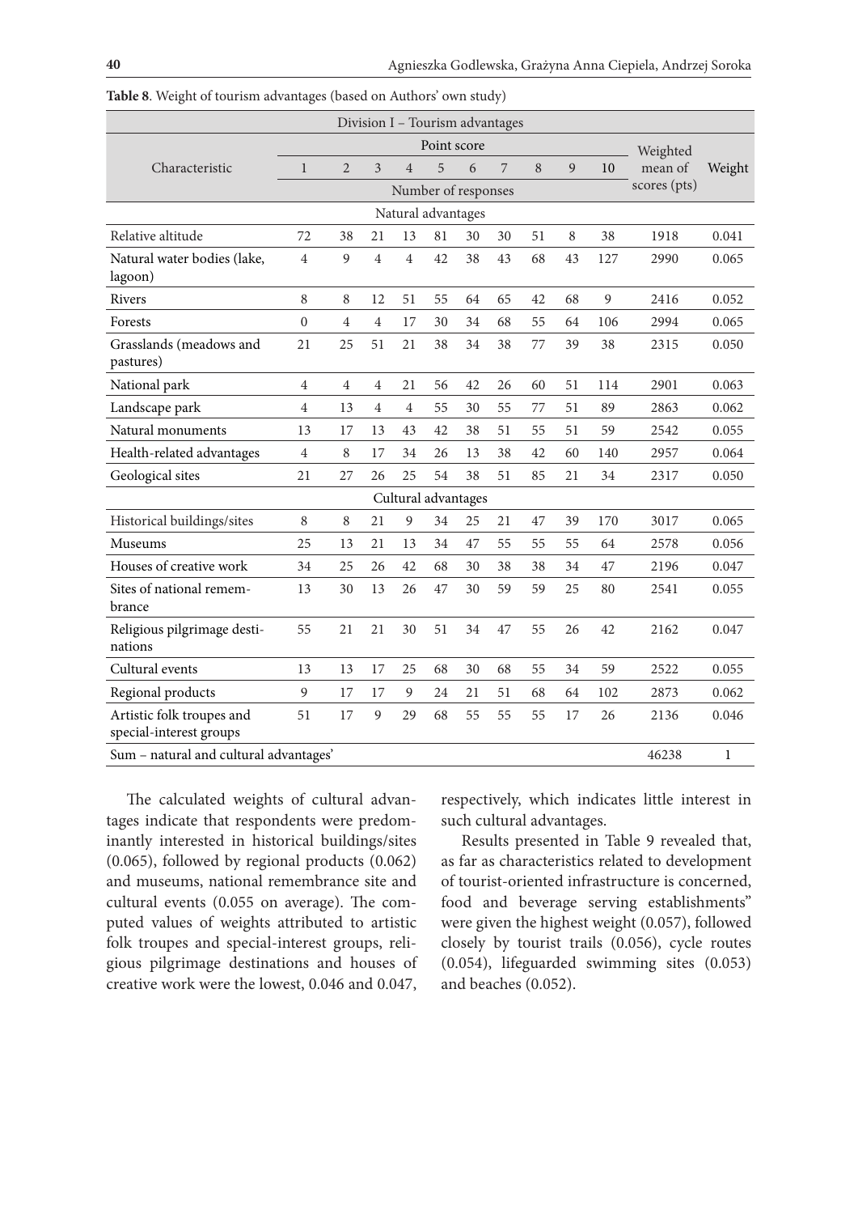**Table 8**. Weight of tourism advantages (based on Authors' own study)

| Division I – Tourism advantages | | | | | | | | | | | | |
|---|---|---|---|---|---|---|---|---|---|---|---|---|
| Characteristic | Point score | | | | | | | | | | Weighted mean of scores (pts) | Weight |
| | 1 | 2 | 3 | 4 | 5 | 6 | 7 | 8 | 9 | 10 | | |
| | Number of responses | | | | | | | | | | | |
| Natural advantages | | | | | | | | | | | | |
| Relative altitude | 72 | 38 | 21 | 13 | 81 | 30 | 30 | 51 | 8 | 38 | 1918 | 0.041 |
| Natural water bodies (lake, lagoon) | 4 | 9 | 4 | 4 | 42 | 38 | 43 | 68 | 43 | 127 | 2990 | 0.065 |
| Rivers | 8 | 8 | 12 | 51 | 55 | 64 | 65 | 42 | 68 | 9 | 2416 | 0.052 |
| Forests | 0 | 4 | 4 | 17 | 30 | 34 | 68 | 55 | 64 | 106 | 2994 | 0.065 |
| Grasslands (meadows and pastures) | 21 | 25 | 51 | 21 | 38 | 34 | 38 | 77 | 39 | 38 | 2315 | 0.050 |
| National park | 4 | 4 | 4 | 21 | 56 | 42 | 26 | 60 | 51 | 114 | 2901 | 0.063 |
| Landscape park | 4 | 13 | 4 | 4 | 55 | 30 | 55 | 77 | 51 | 89 | 2863 | 0.062 |
| Natural monuments | 13 | 17 | 13 | 43 | 42 | 38 | 51 | 55 | 51 | 59 | 2542 | 0.055 |
| Health-related advantages | 4 | 8 | 17 | 34 | 26 | 13 | 38 | 42 | 60 | 140 | 2957 | 0.064 |
| Geological sites | 21 | 27 | 26 | 25 | 54 | 38 | 51 | 85 | 21 | 34 | 2317 | 0.050 |
| Cultural advantages | | | | | | | | | | | | |
| Historical buildings/sites | 8 | 8 | 21 | 9 | 34 | 25 | 21 | 47 | 39 | 170 | 3017 | 0.065 |
| Museums | 25 | 13 | 21 | 13 | 34 | 47 | 55 | 55 | 55 | 64 | 2578 | 0.056 |
| Houses of creative work | 34 | 25 | 26 | 42 | 68 | 30 | 38 | 38 | 34 | 47 | 2196 | 0.047 |
| Sites of national remembrance | 13 | 30 | 13 | 26 | 47 | 30 | 59 | 59 | 25 | 80 | 2541 | 0.055 |
| Religious pilgrimage destinations | 55 | 21 | 21 | 30 | 51 | 34 | 47 | 55 | 26 | 42 | 2162 | 0.047 |
| Cultural events | 13 | 13 | 17 | 25 | 68 | 30 | 68 | 55 | 34 | 59 | 2522 | 0.055 |
| Regional products | 9 | 17 | 17 | 9 | 24 | 21 | 51 | 68 | 64 | 102 | 2873 | 0.062 |
| Artistic folk troupes and special-interest groups | 51 | 17 | 9 | 29 | 68 | 55 | 55 | 55 | 17 | 26 | 2136 | 0.046 |
| Sum – natural and cultural advantages' | | | | | | | | | | | 46238 | 1 |

The calculated weights of cultural advantages indicate that respondents were predominantly interested in historical buildings/sites (0.065), followed by regional products (0.062) and museums, national remembrance site and cultural events (0.055 on average). The computed values of weights attributed to artistic folk troupes and special-interest groups, religious pilgrimage destinations and houses of creative work were the lowest, 0.046 and 0.047, respectively, which indicates little interest in such cultural advantages.

Results presented in Table 9 revealed that, as far as characteristics related to development of tourist-oriented infrastructure is concerned, food and beverage serving establishments" were given the highest weight (0.057), followed closely by tourist trails (0.056), cycle routes (0.054), lifeguarded swimming sites (0.053) and beaches (0.052).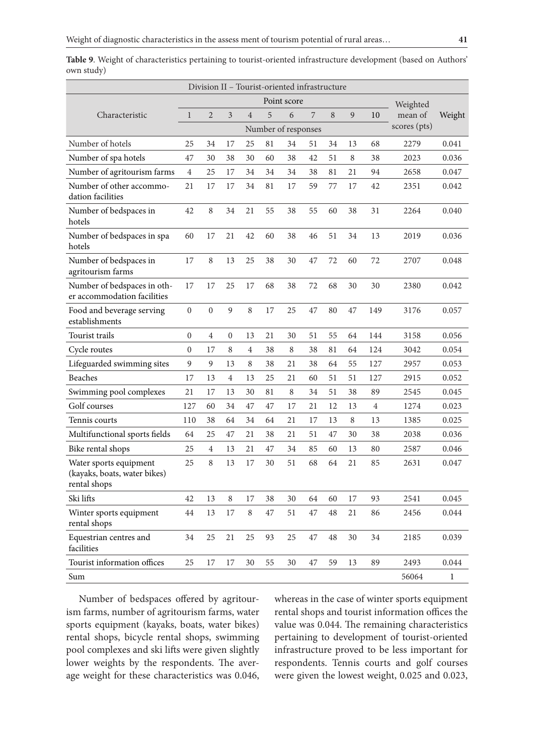**Table 9**. Weight of characteristics pertaining to tourist-oriented infrastructure development (based on Authors' own study)

| Division II – Tourist-oriented infrastructure | | | | | | | | | | | | |
|---|---|---|---|---|---|---|---|---|---|---|---|---|
| Characteristic | Point score | | | | | | | | | | Weighted mean of scores (pts) | Weight |
| | 1 | 2 | 3 | 4 | 5 | 6 | 7 | 8 | 9 | 10 | | |
| | Number of responses | | | | | | | | | | | |
| Number of hotels | 25 | 34 | 17 | 25 | 81 | 34 | 51 | 34 | 13 | 68 | 2279 | 0.041 |
| Number of spa hotels | 47 | 30 | 38 | 30 | 60 | 38 | 42 | 51 | 8 | 38 | 2023 | 0.036 |
| Number of agritourism farms | 4 | 25 | 17 | 34 | 34 | 34 | 38 | 81 | 21 | 94 | 2658 | 0.047 |
| Number of other accommodation facilities | 21 | 17 | 17 | 34 | 81 | 17 | 59 | 77 | 17 | 42 | 2351 | 0.042 |
| Number of bedspaces in hotels | 42 | 8 | 34 | 21 | 55 | 38 | 55 | 60 | 38 | 31 | 2264 | 0.040 |
| Number of bedspaces in spa hotels | 60 | 17 | 21 | 42 | 60 | 38 | 46 | 51 | 34 | 13 | 2019 | 0.036 |
| Number of bedspaces in agritourism farms | 17 | 8 | 13 | 25 | 38 | 30 | 47 | 72 | 60 | 72 | 2707 | 0.048 |
| Number of bedspaces in other accommodation facilities | 17 | 17 | 25 | 17 | 68 | 38 | 72 | 68 | 30 | 30 | 2380 | 0.042 |
| Food and beverage serving establishments | 0 | 0 | 9 | 8 | 17 | 25 | 47 | 80 | 47 | 149 | 3176 | 0.057 |
| Tourist trails | 0 | 4 | 0 | 13 | 21 | 30 | 51 | 55 | 64 | 144 | 3158 | 0.056 |
| Cycle routes | 0 | 17 | 8 | 4 | 38 | 8 | 38 | 81 | 64 | 124 | 3042 | 0.054 |
| Lifeguarded swimming sites | 9 | 9 | 13 | 8 | 38 | 21 | 38 | 64 | 55 | 127 | 2957 | 0.053 |
| Beaches | 17 | 13 | 4 | 13 | 25 | 21 | 60 | 51 | 51 | 127 | 2915 | 0.052 |
| Swimming pool complexes | 21 | 17 | 13 | 30 | 81 | 8 | 34 | 51 | 38 | 89 | 2545 | 0.045 |
| Golf courses | 127 | 60 | 34 | 47 | 47 | 17 | 21 | 12 | 13 | 4 | 1274 | 0.023 |
| Tennis courts | 110 | 38 | 64 | 34 | 64 | 21 | 17 | 13 | 8 | 13 | 1385 | 0.025 |
| Multifunctional sports fields | 64 | 25 | 47 | 21 | 38 | 21 | 51 | 47 | 30 | 38 | 2038 | 0.036 |
| Bike rental shops | 25 | 4 | 13 | 21 | 47 | 34 | 85 | 60 | 13 | 80 | 2587 | 0.046 |
| Water sports equipment (kayaks, boats, water bikes) rental shops | 25 | 8 | 13 | 17 | 30 | 51 | 68 | 64 | 21 | 85 | 2631 | 0.047 |
| Ski lifts | 42 | 13 | 8 | 17 | 38 | 30 | 64 | 60 | 17 | 93 | 2541 | 0.045 |
| Winter sports equipment rental shops | 44 | 13 | 17 | 8 | 47 | 51 | 47 | 48 | 21 | 86 | 2456 | 0.044 |
| Equestrian centres and facilities | 34 | 25 | 21 | 25 | 93 | 25 | 47 | 48 | 30 | 34 | 2185 | 0.039 |
| Tourist information offices | 25 | 17 | 17 | 30 | 55 | 30 | 47 | 59 | 13 | 89 | 2493 | 0.044 |
| Sum | | | | | | | | | | | 56064 | 1 |

Number of bedspaces offered by agritourism farms, number of agritourism farms, water sports equipment (kayaks, boats, water bikes) rental shops, bicycle rental shops, swimming pool complexes and ski lifts were given slightly lower weights by the respondents. The average weight for these characteristics was 0.046, whereas in the case of winter sports equipment rental shops and tourist information offices the value was 0.044. The remaining characteristics pertaining to development of tourist-oriented infrastructure proved to be less important for respondents. Tennis courts and golf courses were given the lowest weight, 0.025 and 0.023,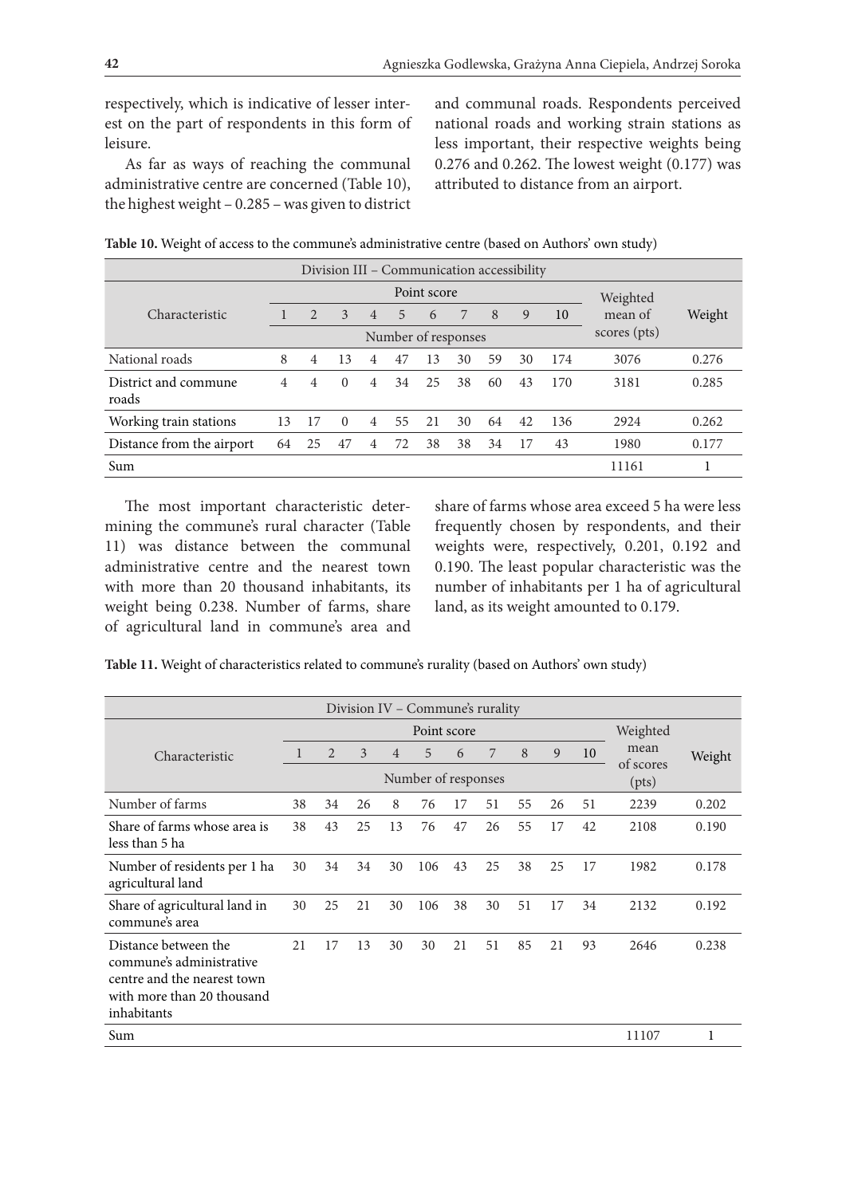respectively, which is indicative of lesser interest on the part of respondents in this form of leisure.

As far as ways of reaching the communal administrative centre are concerned (Table 10), the highest weight – 0.285 – was given to district and communal roads. Respondents perceived national roads and working strain stations as less important, their respective weights being 0.276 and 0.262. The lowest weight (0.177) was attributed to distance from an airport.

**Table 10.** Weight of access to the commune's administrative centre (based on Authors' own study)

| Division III – Communication accessibility | | | | | | | | | | | | |
|---|---|---|---|---|---|---|---|---|---|---|---|---|
| Characteristic | Point score | | | | | | | | | | Weighted mean of scores (pts) | Weight |
| | 1 | 2 | 3 | 4 | 5 | 6 | 7 | 8 | 9 | 10 | | |
| | Number of responses | | | | | | | | | | | |
| National roads | 8 | 4 | 13 | 4 | 47 | 13 | 30 | 59 | 30 | 174 | 3076 | 0.276 |
| District and commune roads | 4 | 4 | 0 | 4 | 34 | 25 | 38 | 60 | 43 | 170 | 3181 | 0.285 |
| Working train stations | 13 | 17 | 0 | 4 | 55 | 21 | 30 | 64 | 42 | 136 | 2924 | 0.262 |
| Distance from the airport | 64 | 25 | 47 | 4 | 72 | 38 | 38 | 34 | 17 | 43 | 1980 | 0.177 |
| Sum | | | | | | | | | | | 11161 | 1 |

The most important characteristic determining the commune's rural character (Table 11) was distance between the communal administrative centre and the nearest town with more than 20 thousand inhabitants, its weight being 0.238. Number of farms, share of agricultural land in commune's area and share of farms whose area exceed 5 ha were less frequently chosen by respondents, and their weights were, respectively, 0.201, 0.192 and 0.190. The least popular characteristic was the number of inhabitants per 1 ha of agricultural land, as its weight amounted to 0.179.

**Table 11.** Weight of characteristics related to commune's rurality (based on Authors' own study)

| Division IV – Commune's rurality | | | | | | | | | | | | |
|---|---|---|---|---|---|---|---|---|---|---|---|---|
| Characteristic | Point score | | | | | | | | | | Weighted mean of scores (pts) | Weight |
| | 1 | 2 | 3 | 4 | 5 | 6 | 7 | 8 | 9 | 10 | | |
| | Number of responses | | | | | | | | | | | |
| Number of farms | 38 | 34 | 26 | 8 | 76 | 17 | 51 | 55 | 26 | 51 | 2239 | 0.202 |
| Share of farms whose area is less than 5 ha | 38 | 43 | 25 | 13 | 76 | 47 | 26 | 55 | 17 | 42 | 2108 | 0.190 |
| Number of residents per 1 ha agricultural land | 30 | 34 | 34 | 30 | 106 | 43 | 25 | 38 | 25 | 17 | 1982 | 0.178 |
| Share of agricultural land in commune's area | 30 | 25 | 21 | 30 | 106 | 38 | 30 | 51 | 17 | 34 | 2132 | 0.192 |
| Distance between the commune's administrative centre and the nearest town with more than 20 thousand inhabitants | 21 | 17 | 13 | 30 | 30 | 21 | 51 | 85 | 21 | 93 | 2646 | 0.238 |
| Sum | | | | | | | | | | | 11107 | 1 |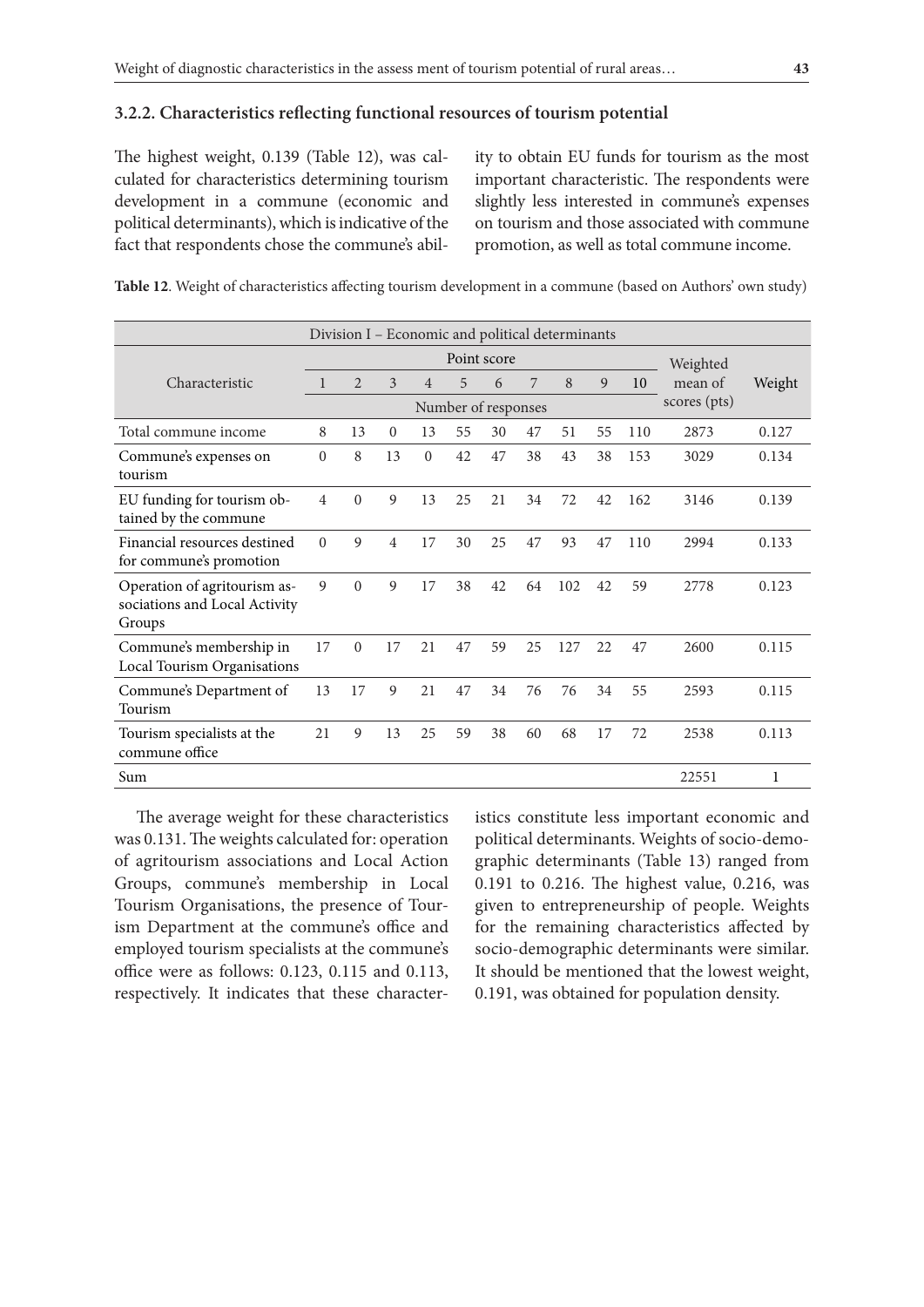### 3.2.2. Characteristics reflecting functional resources of tourism potential

The highest weight, 0.139 (Table 12), was calculated for characteristics determining tourism development in a commune (economic and political determinants), which is indicative of the fact that respondents chose the commune's ability to obtain EU funds for tourism as the most important characteristic. The respondents were slightly less interested in commune's expenses on tourism and those associated with commune promotion, as well as total commune income.

**Table 12**. Weight of characteristics affecting tourism development in a commune (based on Authors' own study)

| Division I – Economic and political determinants | | | | | | | | | | | | |
|---|---|---|---|---|---|---|---|---|---|---|---|---|
| Characteristic | Point score | | | | | | | | | | Weighted mean of scores (pts) | Weight |
| | 1 | 2 | 3 | 4 | 5 | 6 | 7 | 8 | 9 | 10 | | |
| | Number of responses | | | | | | | | | | | |
| Total commune income | 8 | 13 | 0 | 13 | 55 | 30 | 47 | 51 | 55 | 110 | 2873 | 0.127 |
| Commune's expenses on tourism | 0 | 8 | 13 | 0 | 42 | 47 | 38 | 43 | 38 | 153 | 3029 | 0.134 |
| EU funding for tourism obtained by the commune | 4 | 0 | 9 | 13 | 25 | 21 | 34 | 72 | 42 | 162 | 3146 | 0.139 |
| Financial resources destined for commune's promotion | 0 | 9 | 4 | 17 | 30 | 25 | 47 | 93 | 47 | 110 | 2994 | 0.133 |
| Operation of agritourism associations and Local Activity Groups | 9 | 0 | 9 | 17 | 38 | 42 | 64 | 102 | 42 | 59 | 2778 | 0.123 |
| Commune's membership in Local Tourism Organisations | 17 | 0 | 17 | 21 | 47 | 59 | 25 | 127 | 22 | 47 | 2600 | 0.115 |
| Commune's Department of Tourism | 13 | 17 | 9 | 21 | 47 | 34 | 76 | 76 | 34 | 55 | 2593 | 0.115 |
| Tourism specialists at the commune office | 21 | 9 | 13 | 25 | 59 | 38 | 60 | 68 | 17 | 72 | 2538 | 0.113 |
| Sum | | | | | | | | | | | 22551 | 1 |

The average weight for these characteristics was 0.131. The weights calculated for: operation of agritourism associations and Local Action Groups, commune's membership in Local Tourism Organisations, the presence of Tourism Department at the commune's office and employed tourism specialists at the commune's office were as follows: 0.123, 0.115 and 0.113, respectively. It indicates that these characteristics constitute less important economic and political determinants. Weights of socio-demographic determinants (Table 13) ranged from 0.191 to 0.216. The highest value, 0.216, was given to entrepreneurship of people. Weights for the remaining characteristics affected by socio-demographic determinants were similar. It should be mentioned that the lowest weight, 0.191, was obtained for population density.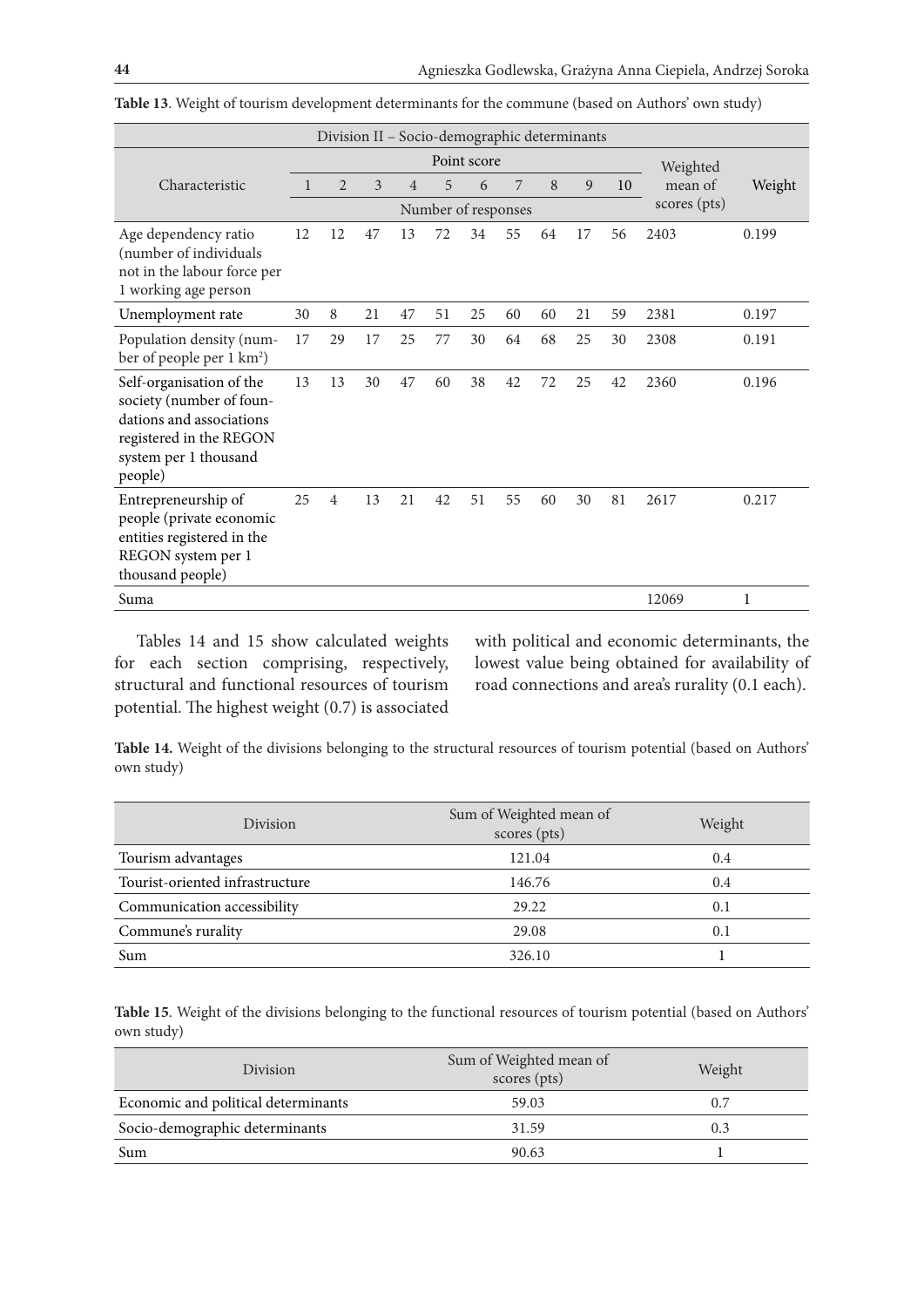**Table 13**. Weight of tourism development determinants for the commune (based on Authors' own study)

| Division II – Socio-demographic determinants | | | | | | | | | | | | |
|---|---|---|---|---|---|---|---|---|---|---|---|---|
| Characteristic | Point score | | | | | | | | | | Weighted mean of scores (pts) | Weight |
| | 1 | 2 | 3 | 4 | 5 | 6 | 7 | 8 | 9 | 10 | | |
| | Number of responses | | | | | | | | | | | |
| Age dependency ratio (number of individuals not in the labour force per 1 working age person | 12 | 12 | 47 | 13 | 72 | 34 | 55 | 64 | 17 | 56 | 2403 | 0.199 |
| Unemployment rate | 30 | 8 | 21 | 47 | 51 | 25 | 60 | 60 | 21 | 59 | 2381 | 0.197 |
| Population density (number of people per 1 km²) | 17 | 29 | 17 | 25 | 77 | 30 | 64 | 68 | 25 | 30 | 2308 | 0.191 |
| Self-organisation of the society (number of foundations and associations registered in the REGON system per 1 thousand people) | 13 | 13 | 30 | 47 | 60 | 38 | 42 | 72 | 25 | 42 | 2360 | 0.196 |
| Entrepreneurship of people (private economic entities registered in the REGON system per 1 thousand people) | 25 | 4 | 13 | 21 | 42 | 51 | 55 | 60 | 30 | 81 | 2617 | 0.217 |
| Suma | | | | | | | | | | | 12069 | 1 |

Tables 14 and 15 show calculated weights for each section comprising, respectively, structural and functional resources of tourism potential. The highest weight (0.7) is associated with political and economic determinants, the lowest value being obtained for availability of road connections and area's rurality (0.1 each).

**Table 14.** Weight of the divisions belonging to the structural resources of tourism potential (based on Authors' own study)

| Division | Sum of Weighted mean of scores (pts) | Weight |
|---|---|---|
| Tourism advantages | 121.04 | 0.4 |
| Tourist-oriented infrastructure | 146.76 | 0.4 |
| Communication accessibility | 29.22 | 0.1 |
| Commune's rurality | 29.08 | 0.1 |
| Sum | 326.10 | 1 |

**Table 15**. Weight of the divisions belonging to the functional resources of tourism potential (based on Authors' own study)

| Division | Sum of Weighted mean of scores (pts) | Weight |
|---|---|---|
| Economic and political determinants | 59.03 | 0.7 |
| Socio-demographic determinants | 31.59 | 0.3 |
| Sum | 90.63 | 1 |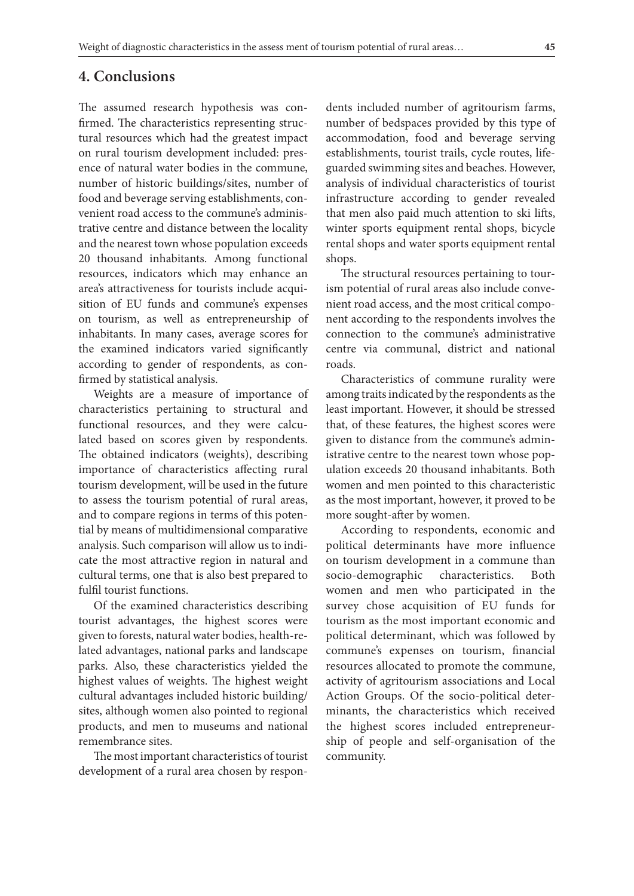## 4. Conclusions

The assumed research hypothesis was confirmed. The characteristics representing structural resources which had the greatest impact on rural tourism development included: presence of natural water bodies in the commune, number of historic buildings/sites, number of food and beverage serving establishments, convenient road access to the commune's administrative centre and distance between the locality and the nearest town whose population exceeds 20 thousand inhabitants. Among functional resources, indicators which may enhance an area's attractiveness for tourists include acquisition of EU funds and commune's expenses on tourism, as well as entrepreneurship of inhabitants. In many cases, average scores for the examined indicators varied significantly according to gender of respondents, as confirmed by statistical analysis.

Weights are a measure of importance of characteristics pertaining to structural and functional resources, and they were calculated based on scores given by respondents. The obtained indicators (weights), describing importance of characteristics affecting rural tourism development, will be used in the future to assess the tourism potential of rural areas, and to compare regions in terms of this potential by means of multidimensional comparative analysis. Such comparison will allow us to indicate the most attractive region in natural and cultural terms, one that is also best prepared to fulfil tourist functions.

Of the examined characteristics describing tourist advantages, the highest scores were given to forests, natural water bodies, health-related advantages, national parks and landscape parks. Also, these characteristics yielded the highest values of weights. The highest weight cultural advantages included historic building/sites, although women also pointed to regional products, and men to museums and national remembrance sites.

The most important characteristics of tourist development of a rural area chosen by respondents included number of agritourism farms, number of bedspaces provided by this type of accommodation, food and beverage serving establishments, tourist trails, cycle routes, lifeguarded swimming sites and beaches. However, analysis of individual characteristics of tourist infrastructure according to gender revealed that men also paid much attention to ski lifts, winter sports equipment rental shops, bicycle rental shops and water sports equipment rental shops.

The structural resources pertaining to tourism potential of rural areas also include convenient road access, and the most critical component according to the respondents involves the connection to the commune's administrative centre via communal, district and national roads.

Characteristics of commune rurality were among traits indicated by the respondents as the least important. However, it should be stressed that, of these features, the highest scores were given to distance from the commune's administrative centre to the nearest town whose population exceeds 20 thousand inhabitants. Both women and men pointed to this characteristic as the most important, however, it proved to be more sought-after by women.

According to respondents, economic and political determinants have more influence on tourism development in a commune than socio-demographic characteristics. Both women and men who participated in the survey chose acquisition of EU funds for tourism as the most important economic and political determinant, which was followed by commune's expenses on tourism, financial resources allocated to promote the commune, activity of agritourism associations and Local Action Groups. Of the socio-political determinants, the characteristics which received the highest scores included entrepreneurship of people and self-organisation of the community.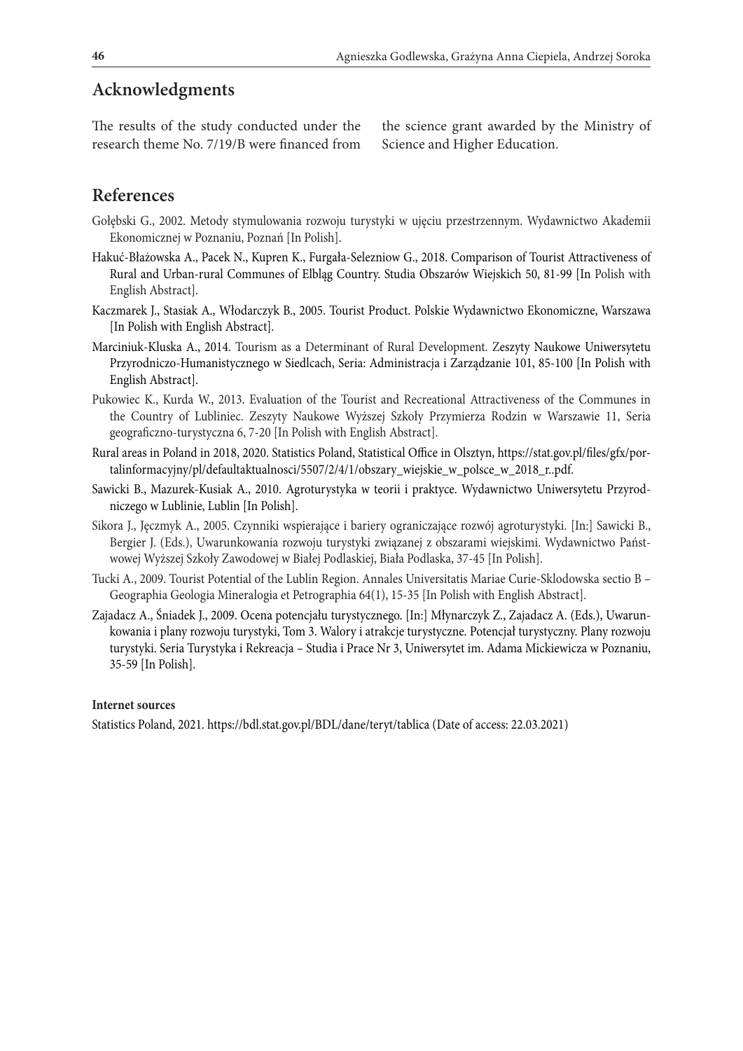## Acknowledgments

The results of the study conducted under the research theme No. 7/19/B were financed from the science grant awarded by the Ministry of Science and Higher Education.

## References

Gołębski G., 2002. Metody stymulowania rozwoju turystyki w ujęciu przestrzennym. Wydawnictwo Akademii Ekonomicznej w Poznaniu, Poznań [In Polish].

Hakuć-Błażowska A., Pacek N., Kupren K., Furgała-Selezniow G., 2018. Comparison of Tourist Attractiveness of Rural and Urban-rural Communes of Elbląg Country. Studia Obszarów Wiejskich 50, 81-99 [In Polish with English Abstract].

Kaczmarek J., Stasiak A., Włodarczyk B., 2005. Tourist Product. Polskie Wydawnictwo Ekonomiczne, Warszawa [In Polish with English Abstract].

Marciniuk-Kluska A., 2014. Tourism as a Determinant of Rural Development. Zeszyty Naukowe Uniwersytetu Przyrodniczo-Humanistycznego w Siedlcach, Seria: Administracja i Zarządzanie 101, 85-100 [In Polish with English Abstract].

Pukowiec K., Kurda W., 2013. Evaluation of the Tourist and Recreational Attractiveness of the Communes in the Country of Lubliniec. Zeszyty Naukowe Wyższej Szkoły Przymierza Rodzin w Warszawie 11, Seria geograficzno-turystyczna 6, 7-20 [In Polish with English Abstract].

Rural areas in Poland in 2018, 2020. Statistics Poland, Statistical Office in Olsztyn, https://stat.gov.pl/files/gfx/portalinformacyjny/pl/defaultaktualnosci/5507/2/4/1/obszary_wiejskie_w_polsce_w_2018_r..pdf.

Sawicki B., Mazurek-Kusiak A., 2010. Agroturystyka w teorii i praktyce. Wydawnictwo Uniwersytetu Przyrodniczego w Lublinie, Lublin [In Polish].

Sikora J., Jęczmyk A., 2005. Czynniki wspierające i bariery ograniczające rozwój agroturystyki. [In:] Sawicki B., Bergier J. (Eds.), Uwarunkowania rozwoju turystyki związanej z obszarami wiejskimi. Wydawnictwo Państwowej Wyższej Szkoły Zawodowej w Białej Podlaskiej, Biała Podlaska, 37-45 [In Polish].

Tucki A., 2009. Tourist Potential of the Lublin Region. Annales Universitatis Mariae Curie-Sklodowska sectio B – Geographia Geologia Mineralogia et Petrographia 64(1), 15-35 [In Polish with English Abstract].

Zajadacz A., Śniadek J., 2009. Ocena potencjału turystycznego. [In:] Młynarczyk Z., Zajadacz A. (Eds.), Uwarunkowania i plany rozwoju turystyki, Tom 3. Walory i atrakcje turystyczne. Potencjał turystyczny. Plany rozwoju turystyki. Seria Turystyka i Rekreacja – Studia i Prace Nr 3, Uniwersytet im. Adama Mickiewicza w Poznaniu, 35-59 [In Polish].

**Internet sources**

Statistics Poland, 2021. https://bdl.stat.gov.pl/BDL/dane/teryt/tablica (Date of access: 22.03.2021)